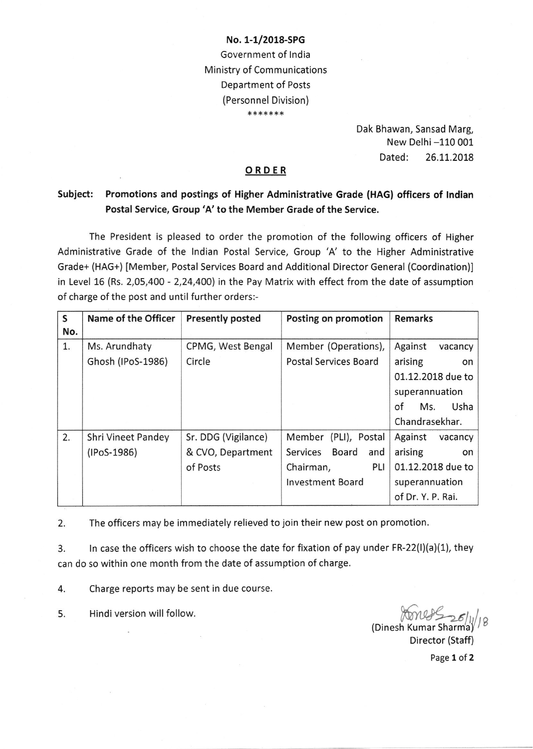**No. 1-1/2018-SPG**
Government of India
Ministry of Communications
Department of Posts
(Personnel Division)
\*\*\*\*\*\*\*

Dak Bhawan, Sansad Marg,
New Delhi –110 001
Dated: 26.11.2018

**ORDER**

**Subject: Promotions and postings of Higher Administrative Grade (HAG) officers of Indian Postal Service, Group 'A' to the Member Grade of the Service.**

The President is pleased to order the promotion of the following officers of Higher Administrative Grade of the Indian Postal Service, Group 'A' to the Higher Administrative Grade+ (HAG+) [Member, Postal Services Board and Additional Director General (Coordination)] in Level 16 (Rs. 2,05,400 - 2,24,400) in the Pay Matrix with effect from the date of assumption of charge of the post and until further orders:-

| S No. | Name of the Officer | Presently posted | Posting on promotion | Remarks |
|---|---|---|---|---|
| 1. | Ms. Arundhaty Ghosh (IPoS-1986) | CPMG, West Bengal Circle | Member (Operations), Postal Services Board | Against vacancy arising on 01.12.2018 due to superannuation of Ms. Usha Chandrasekhar. |
| 2. | Shri Vineet Pandey (IPoS-1986) | Sr. DDG (Vigilance) & CVO, Department of Posts | Member (PLI), Postal Services Board and Chairman, PLI Investment Board | Against vacancy arising on 01.12.2018 due to superannuation of Dr. Y. P. Rai. |

2. The officers may be immediately relieved to join their new post on promotion.

3. In case the officers wish to choose the date for fixation of pay under FR-22(I)(a)(1), they can do so within one month from the date of assumption of charge.

4. Charge reports may be sent in due course.

5. Hindi version will follow.

26/11/18
(Dinesh Kumar Sharma)
Director (Staff)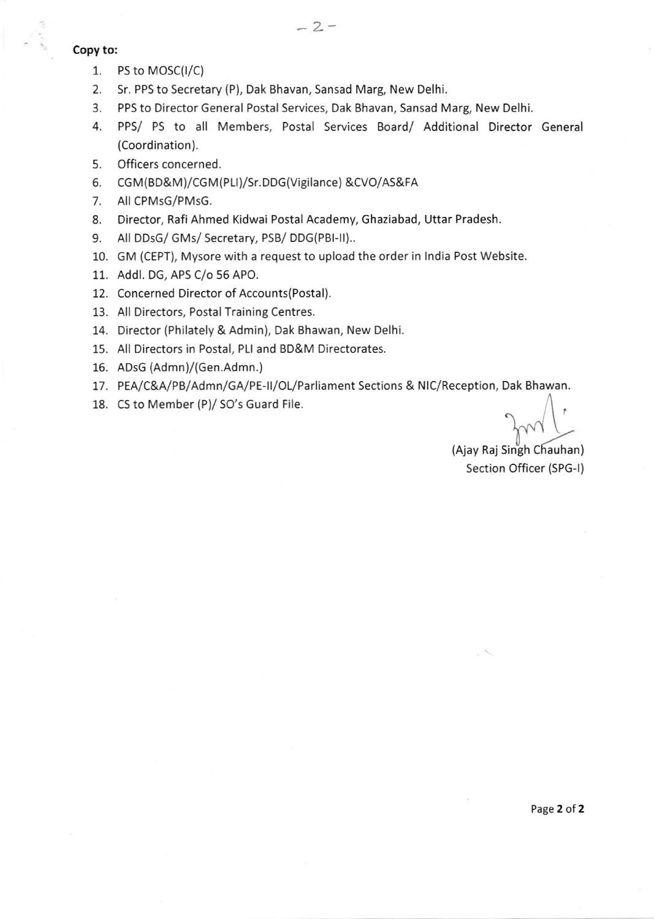**Copy to:**

1. PS to MOSC(I/C)
2. Sr. PPS to Secretary (P), Dak Bhavan, Sansad Marg, New Delhi.
3. PPS to Director General Postal Services, Dak Bhavan, Sansad Marg, New Delhi.
4. PPS/ PS to all Members, Postal Services Board/ Additional Director General (Coordination).
5. Officers concerned.
6. CGM(BD&M)/CGM(PLI)/Sr.DDG(Vigilance) &CVO/AS&FA
7. All CPMsG/PMsG.
8. Director, Rafi Ahmed Kidwai Postal Academy, Ghaziabad, Uttar Pradesh.
9. All DDsG/ GMs/ Secretary, PSB/ DDG(PBI-II)..
10. GM (CEPT), Mysore with a request to upload the order in India Post Website.
11. Addl. DG, APS C/o 56 APO.
12. Concerned Director of Accounts(Postal).
13. All Directors, Postal Training Centres.
14. Director (Philately & Admin), Dak Bhavan, New Delhi.
15. All Directors in Postal, PLI and BD&M Directorates.
16. ADsG (Admn)/(Gen.Admn.)
17. PEA/C&A/PB/Admn/GA/PE-II/OL/Parliament Sections & NIC/Reception, Dak Bhawan.
18. CS to Member (P)/ SO's Guard File.

(Ajay Raj Singh Chauhan)
Section Officer (SPG-I)